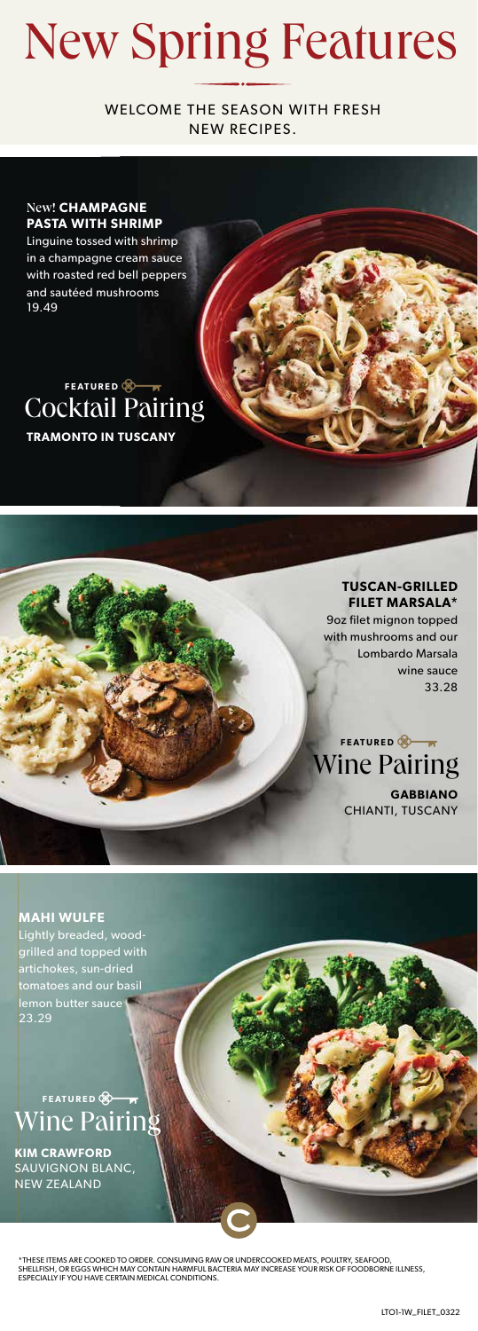# New Spring Features

WELCOME THE SEASON WITH FRESH NEW RECIPES.

New! **CHAMPAGNE PASTA WITH SHRIMP**

Linguine tossed with shrimp in a champagne cream sauce with roasted red bell peppers and sautéed mushrooms

19.49

FEATURED

## Cocktail Pairing

**TRAMONTO IN TUSCANY**

**TUSCAN-GRILLED FILET MARSALA***

9oz filet mignon topped with mushrooms and our Lombardo Marsala wine sauce

33.28

FEATURED

## Wine Pairing

**GABBIANO**
CHIANTI, TUSCANY

**MAHI WULFE**

Lightly breaded, wood-grilled and topped with artichokes, sun-dried tomatoes and our basil lemon butter sauce

23.29

FEATURED

## Wine Pairing

**KIM CRAWFORD**
SAUVIGNON BLANC, NEW ZEALAND

*THESE ITEMS ARE COOKED TO ORDER. CONSUMING RAW OR UNDERCOOKED MEATS, POULTRY, SEAFOOD, SHELLFISH, OR EGGS WHICH MAY CONTAIN HARMFUL BACTERIA MAY INCREASE YOUR RISK OF FOODBORNE ILLNESS, ESPECIALLY IF YOU HAVE CERTAIN MEDICAL CONDITIONS.

LTO1-1W_FILET_0322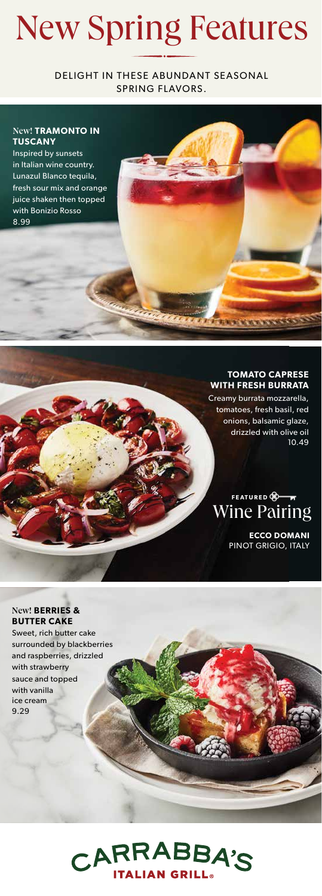# New Spring Features

DELIGHT IN THESE ABUNDANT SEASONAL SPRING FLAVORS.

### New! **TRAMONTO IN TUSCANY**

Inspired by sunsets in Italian wine country. Lunazul Blanco tequila, fresh sour mix and orange juice shaken then topped with Bonizio Rosso
8.99

### **TOMATO CAPRESE WITH FRESH BURRATA**

Creamy burrata mozzarella, tomatoes, fresh basil, red onions, balsamic glaze, drizzled with olive oil
10.49

## FEATURED Wine Pairing

**ECCO DOMANI**
PINOT GRIGIO, ITALY

### New! **BERRIES & BUTTER CAKE**

Sweet, rich butter cake surrounded by blackberries and raspberries, drizzled with strawberry sauce and topped with vanilla ice cream
9.29

CARRABBA'S
ITALIAN GRILL®